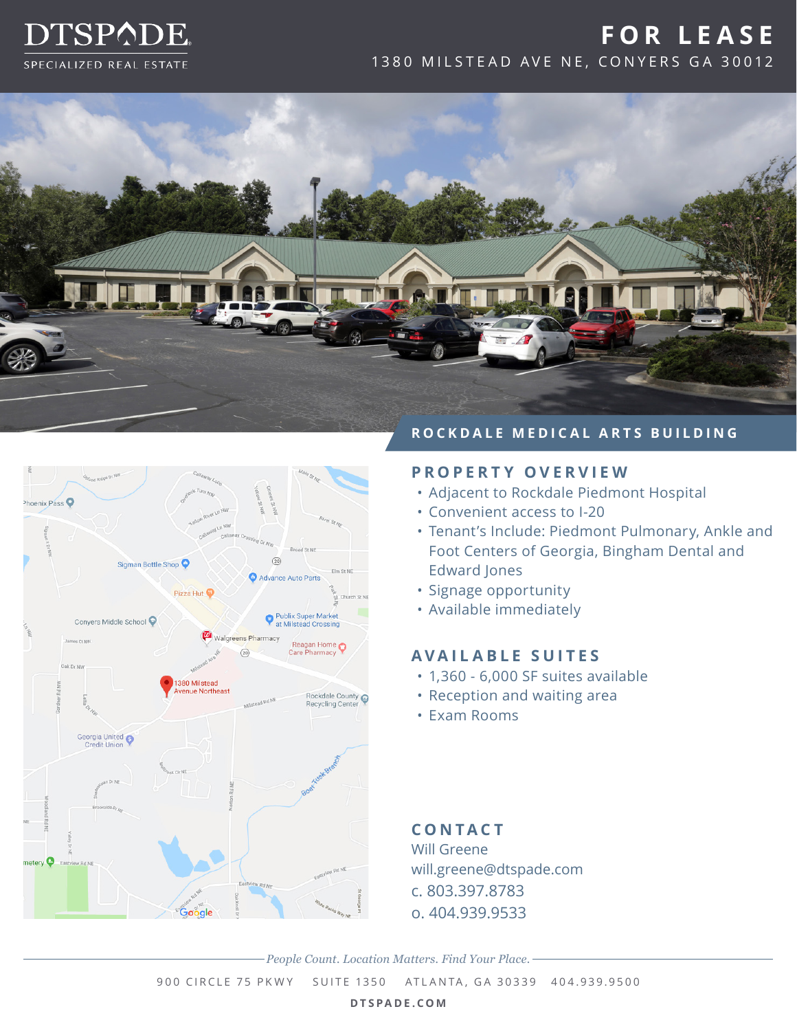DTSPADE
SPECIALIZED REAL ESTATE

# FOR LEASE

1380 MILSTEAD AVE NE, CONYERS GA 30012

## ROCKDALE MEDICAL ARTS BUILDING

### PROPERTY OVERVIEW

- Adjacent to Rockdale Piedmont Hospital
- Convenient access to I-20
- Tenant's Include: Piedmont Pulmonary, Ankle and Foot Centers of Georgia, Bingham Dental and Edward Jones
- Signage opportunity
- Available immediately

### AVAILABLE SUITES

- 1,360 - 6,000 SF suites available
- Reception and waiting area
- Exam Rooms

### CONTACT

Will Greene
will.greene@dtspade.com
c. 803.397.8783
o. 404.939.9533

*People Count. Location Matters. Find Your Place.*

900 CIRCLE 75 PKWY SUITE 1350 ATLANTA, GA 30339 404.939.9500

**DTSPADE.COM**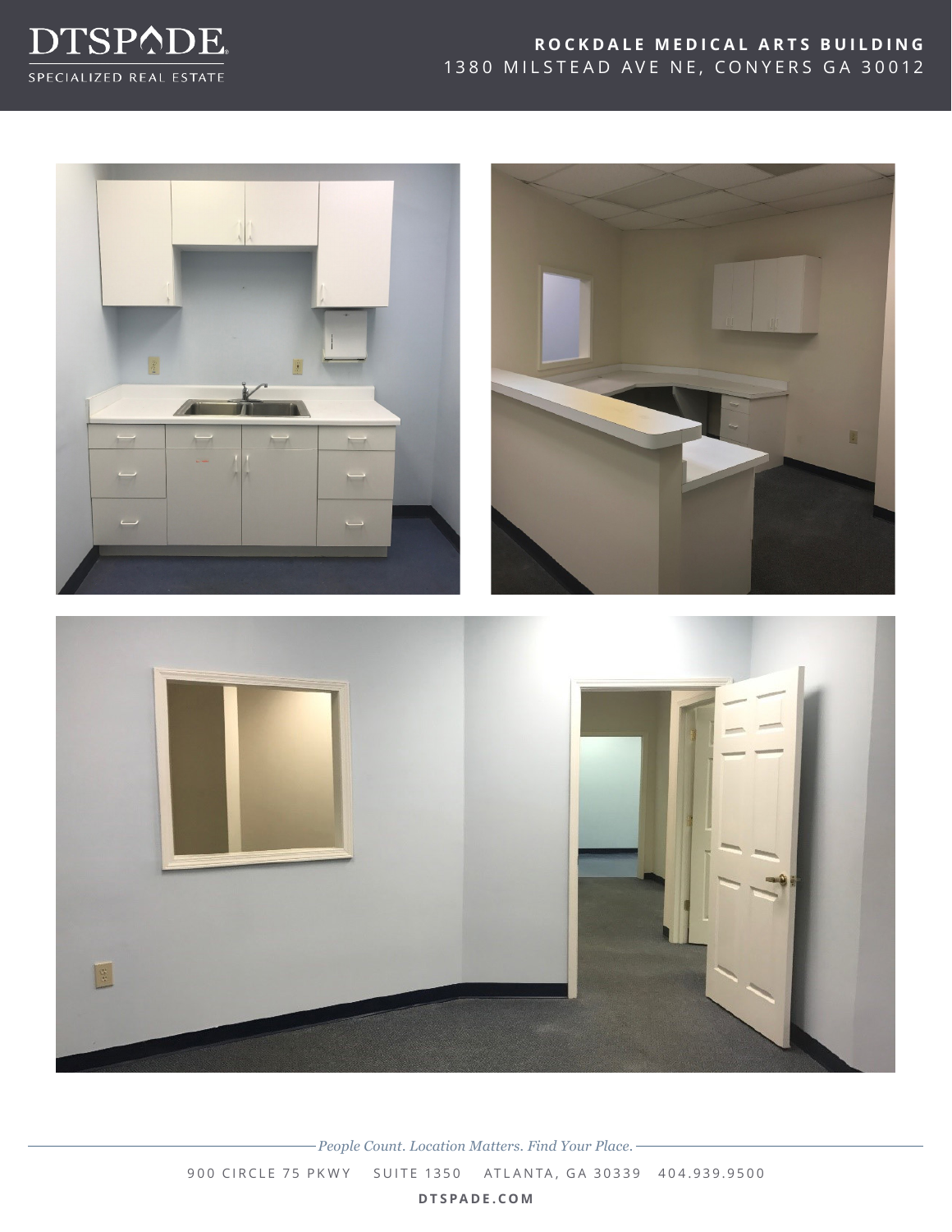DTSPADE
SPECIALIZED REAL ESTATE

**ROCKDALE MEDICAL ARTS BUILDING**
1380 MILSTEAD AVE NE, CONYERS GA 30012

*People Count. Location Matters. Find Your Place.*

900 CIRCLE 75 PKWY SUITE 1350 ATLANTA, GA 30339 404.939.9500

**DTSPADE.COM**